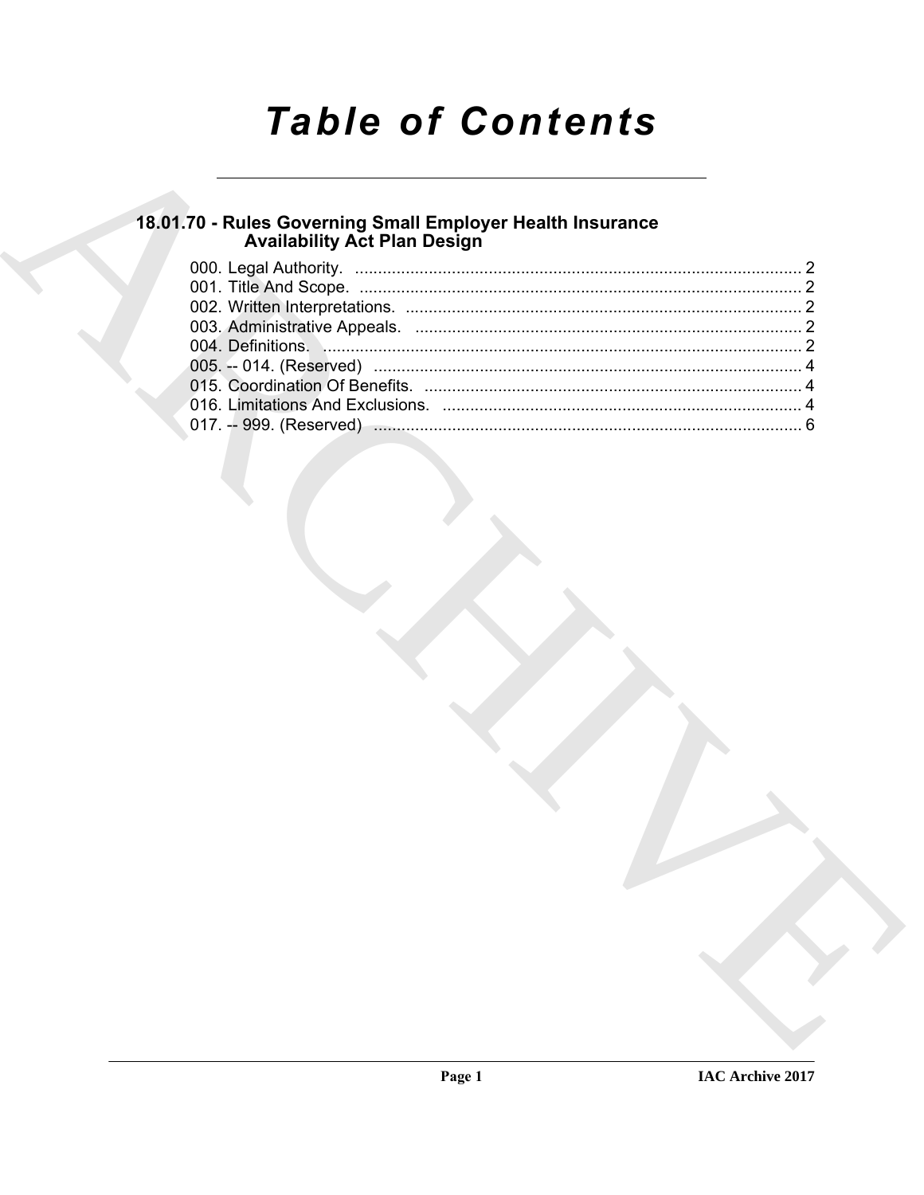# Table of Contents

## 18.01.70 - Rules Governing Small Employer Health Insurance Availability Act Plan Design

000. Legal Authority. ................................................................................................ 2
001. Title And Scope. ............................................................................................... 2
002. Written Interpretations. ..................................................................................... 2
003. Administrative Appeals. ................................................................................... 2
004. Definitions. ....................................................................................................... 2
005. -- 014. (Reserved) ............................................................................................ 4
015. Coordination Of Benefits. ................................................................................. 4
016. Limitations And Exclusions. ............................................................................. 4
017. -- 999. (Reserved) ............................................................................................ 6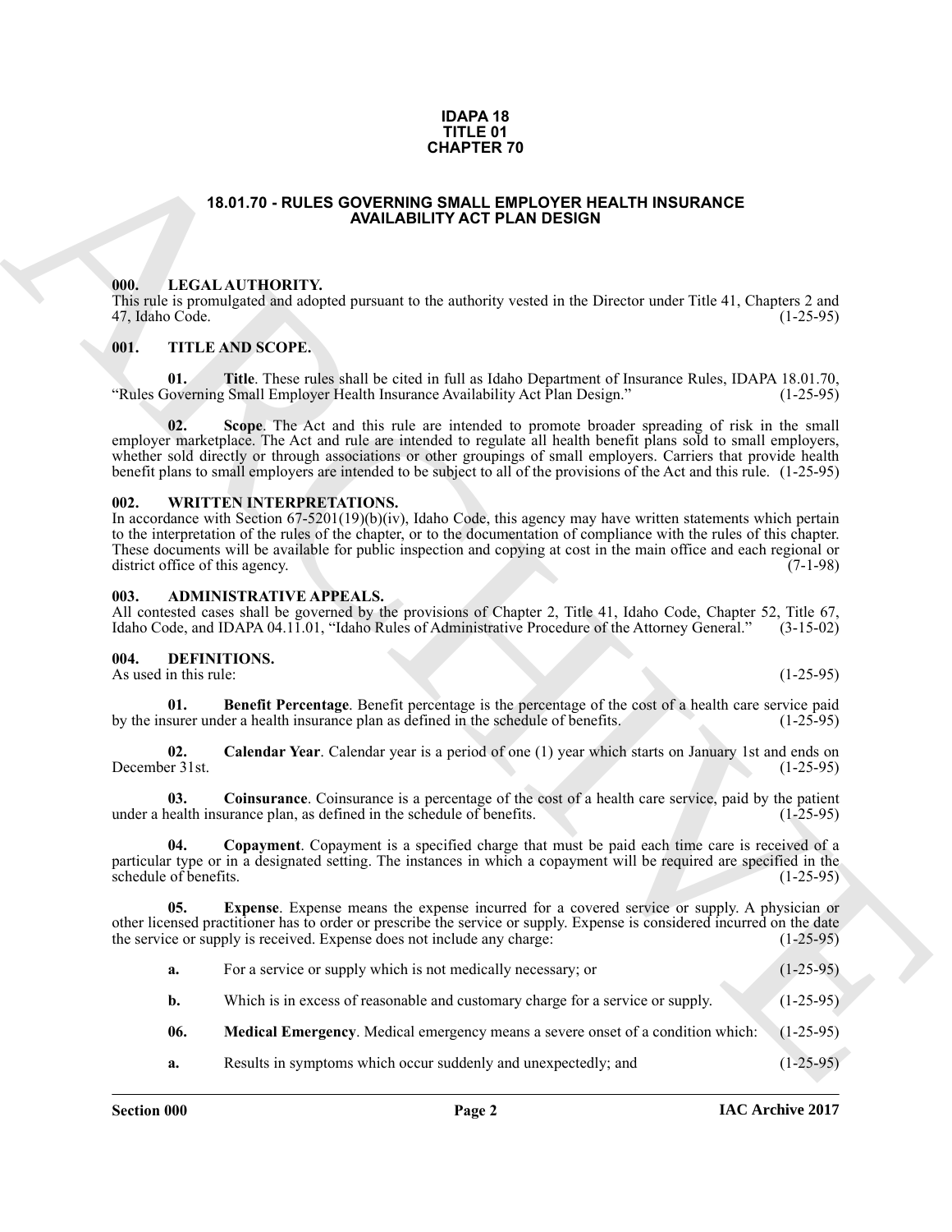**IDAPA 18**
**TITLE 01**
**CHAPTER 70**

# 18.01.70 - RULES GOVERNING SMALL EMPLOYER HEALTH INSURANCE AVAILABILITY ACT PLAN DESIGN

## 000. LEGAL AUTHORITY.

This rule is promulgated and adopted pursuant to the authority vested in the Director under Title 41, Chapters 2 and 47, Idaho Code. (1-25-95)

## 001. TITLE AND SCOPE.

**01. Title**. These rules shall be cited in full as Idaho Department of Insurance Rules, IDAPA 18.01.70, "Rules Governing Small Employer Health Insurance Availability Act Plan Design." (1-25-95)

**02. Scope**. The Act and this rule are intended to promote broader spreading of risk in the small employer marketplace. The Act and rule are intended to regulate all health benefit plans sold to small employers, whether sold directly or through associations or other groupings of small employers. Carriers that provide health benefit plans to small employers are intended to be subject to all of the provisions of the Act and this rule. (1-25-95)

## 002. WRITTEN INTERPRETATIONS.

In accordance with Section 67-5201(19)(b)(iv), Idaho Code, this agency may have written statements which pertain to the interpretation of the rules of the chapter, or to the documentation of compliance with the rules of this chapter. These documents will be available for public inspection and copying at cost in the main office and each regional or district office of this agency. (7-1-98)

## 003. ADMINISTRATIVE APPEALS.

All contested cases shall be governed by the provisions of Chapter 2, Title 41, Idaho Code, Chapter 52, Title 67, Idaho Code, and IDAPA 04.11.01, "Idaho Rules of Administrative Procedure of the Attorney General." (3-15-02)

## 004. DEFINITIONS.

As used in this rule: (1-25-95)

**01. Benefit Percentage**. Benefit percentage is the percentage of the cost of a health care service paid by the insurer under a health insurance plan as defined in the schedule of benefits. (1-25-95)

**02. Calendar Year**. Calendar year is a period of one (1) year which starts on January 1st and ends on December 31st. (1-25-95)

**03. Coinsurance**. Coinsurance is a percentage of the cost of a health care service, paid by the patient under a health insurance plan, as defined in the schedule of benefits. (1-25-95)

**04. Copayment**. Copayment is a specified charge that must be paid each time care is received of a particular type or in a designated setting. The instances in which a copayment will be required are specified in the schedule of benefits. (1-25-95)

**05. Expense**. Expense means the expense incurred for a covered service or supply. A physician or other licensed practitioner has to order or prescribe the service or supply. Expense is considered incurred on the date the service or supply is received. Expense does not include any charge: (1-25-95)

**a.** For a service or supply which is not medically necessary; or (1-25-95)

**b.** Which is in excess of reasonable and customary charge for a service or supply. (1-25-95)

**06. Medical Emergency**. Medical emergency means a severe onset of a condition which: (1-25-95)

**a.** Results in symptoms which occur suddenly and unexpectedly; and (1-25-95)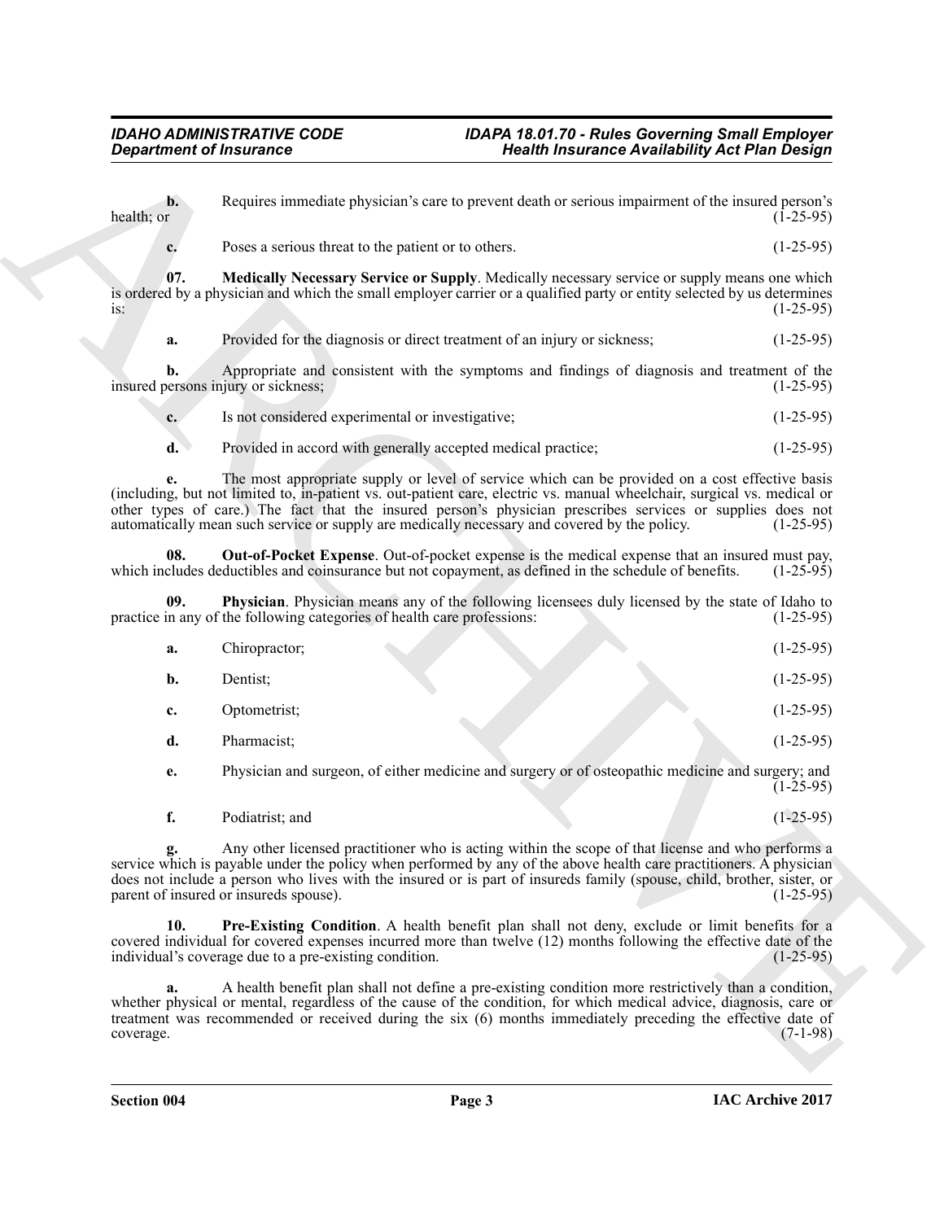**b.** Requires immediate physician's care to prevent death or serious impairment of the insured person's health; or (1-25-95)

**c.** Poses a serious threat to the patient or to others. (1-25-95)

**07. Medically Necessary Service or Supply**. Medically necessary service or supply means one which is ordered by a physician and which the small employer carrier or a qualified party or entity selected by us determines is: (1-25-95)

**a.** Provided for the diagnosis or direct treatment of an injury or sickness; (1-25-95)

**b.** Appropriate and consistent with the symptoms and findings of diagnosis and treatment of the insured persons injury or sickness; (1-25-95)

**c.** Is not considered experimental or investigative; (1-25-95)

**d.** Provided in accord with generally accepted medical practice; (1-25-95)

**e.** The most appropriate supply or level of service which can be provided on a cost effective basis (including, but not limited to, in-patient vs. out-patient care, electric vs. manual wheelchair, surgical vs. medical or other types of care.) The fact that the insured person's physician prescribes services or supplies does not automatically mean such service or supply are medically necessary and covered by the policy. (1-25-95)

**08. Out-of-Pocket Expense**. Out-of-pocket expense is the medical expense that an insured must pay, which includes deductibles and coinsurance but not copayment, as defined in the schedule of benefits. (1-25-95)

**09. Physician**. Physician means any of the following licensees duly licensed by the state of Idaho to practice in any of the following categories of health care professions: (1-25-95)

**a.** Chiropractor; (1-25-95)

**b.** Dentist; (1-25-95)

**c.** Optometrist; (1-25-95)

**d.** Pharmacist; (1-25-95)

**e.** Physician and surgeon, of either medicine and surgery or of osteopathic medicine and surgery; and (1-25-95)

**f.** Podiatrist; and (1-25-95)

**g.** Any other licensed practitioner who is acting within the scope of that license and who performs a service which is payable under the policy when performed by any of the above health care practitioners. A physician does not include a person who lives with the insured or is part of insureds family (spouse, child, brother, sister, or parent of insured or insureds spouse). (1-25-95)

**10. Pre-Existing Condition**. A health benefit plan shall not deny, exclude or limit benefits for a covered individual for covered expenses incurred more than twelve (12) months following the effective date of the individual's coverage due to a pre-existing condition. (1-25-95)

**a.** A health benefit plan shall not define a pre-existing condition more restrictively than a condition, whether physical or mental, regardless of the cause of the condition, for which medical advice, diagnosis, care or treatment was recommended or received during the six (6) months immediately preceding the effective date of coverage. (7-1-98)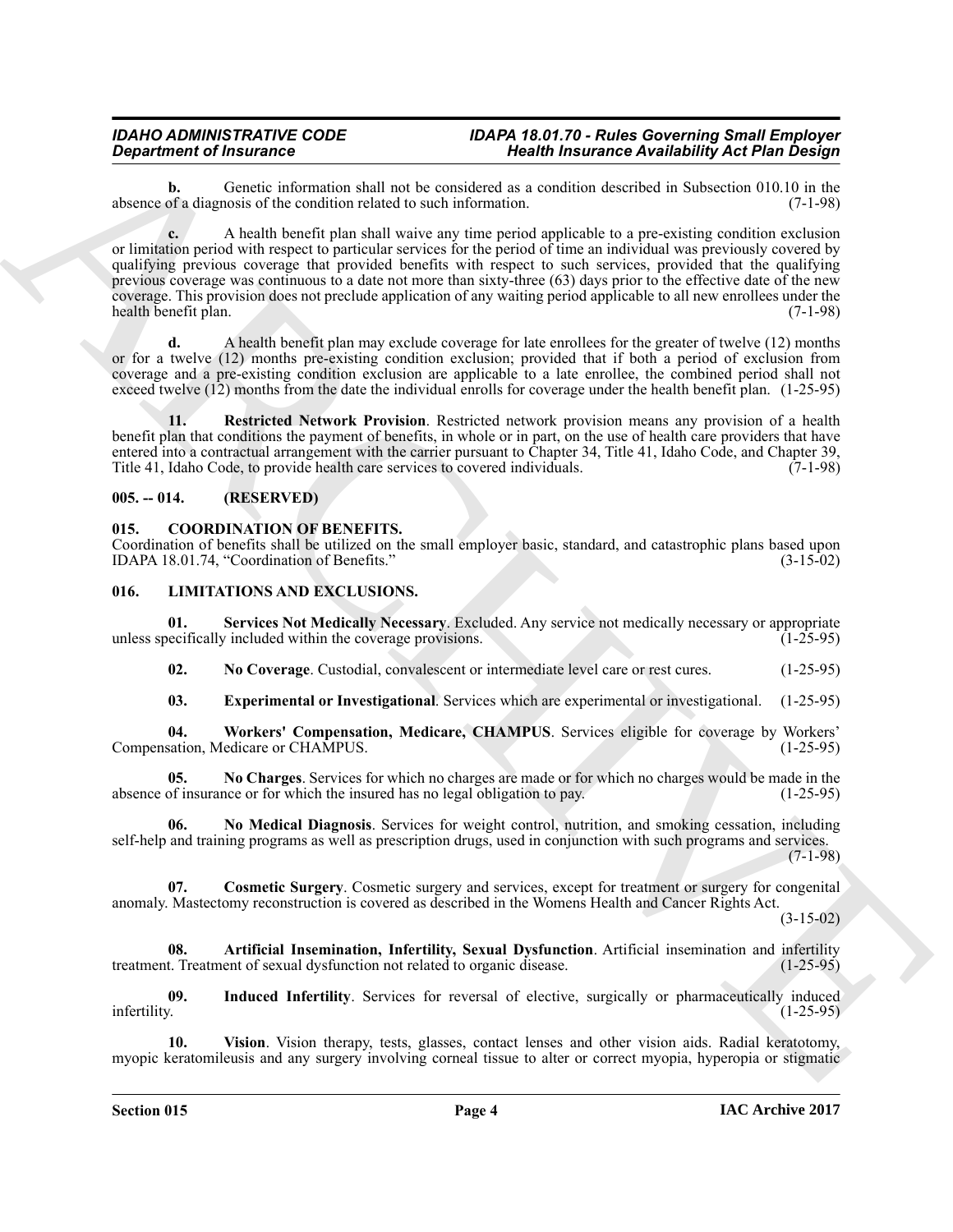**b.** Genetic information shall not be considered as a condition described in Subsection 010.10 in the absence of a diagnosis of the condition related to such information. (7-1-98)

**c.** A health benefit plan shall waive any time period applicable to a pre-existing condition exclusion or limitation period with respect to particular services for the period of time an individual was previously covered by qualifying previous coverage that provided benefits with respect to such services, provided that the qualifying previous coverage was continuous to a date not more than sixty-three (63) days prior to the effective date of the new coverage. This provision does not preclude application of any waiting period applicable to all new enrollees under the health benefit plan. (7-1-98)

**d.** A health benefit plan may exclude coverage for late enrollees for the greater of twelve (12) months or for a twelve (12) months pre-existing condition exclusion; provided that if both a period of exclusion from coverage and a pre-existing condition exclusion are applicable to a late enrollee, the combined period shall not exceed twelve (12) months from the date the individual enrolls for coverage under the health benefit plan. (1-25-95)

**11. Restricted Network Provision**. Restricted network provision means any provision of a health benefit plan that conditions the payment of benefits, in whole or in part, on the use of health care providers that have entered into a contractual arrangement with the carrier pursuant to Chapter 34, Title 41, Idaho Code, and Chapter 39, Title 41, Idaho Code, to provide health care services to covered individuals. (7-1-98)

## 005. -- 014. (RESERVED)

## 015. COORDINATION OF BENEFITS.

Coordination of benefits shall be utilized on the small employer basic, standard, and catastrophic plans based upon IDAPA 18.01.74, "Coordination of Benefits." (3-15-02)

## 016. LIMITATIONS AND EXCLUSIONS.

**01. Services Not Medically Necessary**. Excluded. Any service not medically necessary or appropriate unless specifically included within the coverage provisions. (1-25-95)

**02. No Coverage**. Custodial, convalescent or intermediate level care or rest cures. (1-25-95)

**03. Experimental or Investigational**. Services which are experimental or investigational. (1-25-95)

**04. Workers' Compensation, Medicare, CHAMPUS**. Services eligible for coverage by Workers' Compensation, Medicare or CHAMPUS. (1-25-95)

**05. No Charges**. Services for which no charges are made or for which no charges would be made in the absence of insurance or for which the insured has no legal obligation to pay. (1-25-95)

**06. No Medical Diagnosis**. Services for weight control, nutrition, and smoking cessation, including self-help and training programs as well as prescription drugs, used in conjunction with such programs and services. (7-1-98)

**07. Cosmetic Surgery**. Cosmetic surgery and services, except for treatment or surgery for congenital anomaly. Mastectomy reconstruction is covered as described in the Womens Health and Cancer Rights Act. (3-15-02)

**08. Artificial Insemination, Infertility, Sexual Dysfunction**. Artificial insemination and infertility treatment. Treatment of sexual dysfunction not related to organic disease. (1-25-95)

**09. Induced Infertility**. Services for reversal of elective, surgically or pharmaceutically induced infertility. (1-25-95)

**10. Vision**. Vision therapy, tests, glasses, contact lenses and other vision aids. Radial keratotomy, myopic keratomileusis and any surgery involving corneal tissue to alter or correct myopia, hyperopia or stigmatic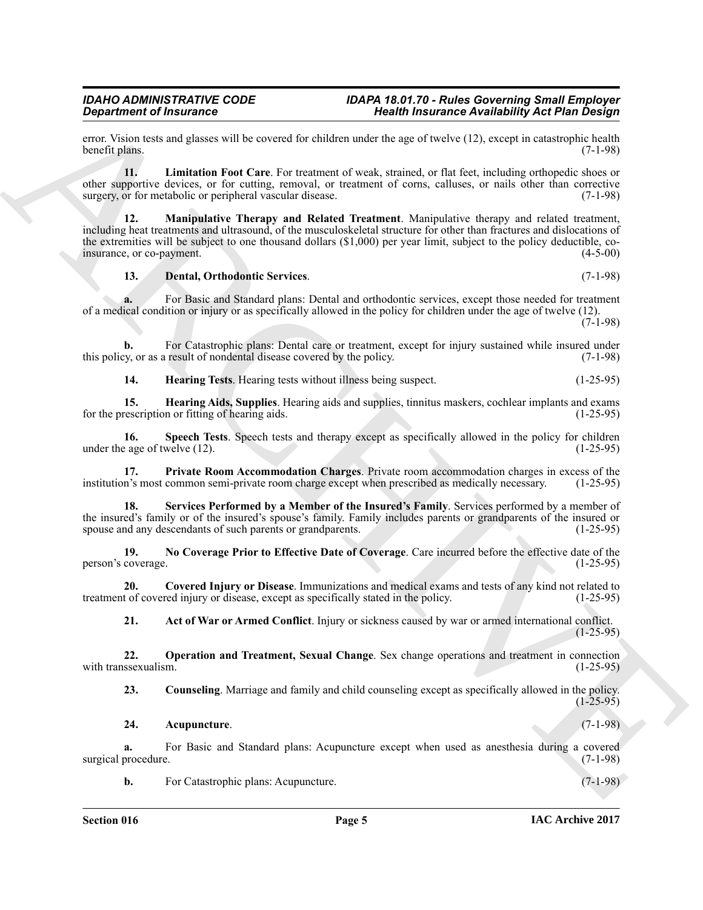error. Vision tests and glasses will be covered for children under the age of twelve (12), except in catastrophic health benefit plans. (7-1-98)

**11. Limitation Foot Care**. For treatment of weak, strained, or flat feet, including orthopedic shoes or other supportive devices, or for cutting, removal, or treatment of corns, calluses, or nails other than corrective surgery, or for metabolic or peripheral vascular disease. (7-1-98)

**12. Manipulative Therapy and Related Treatment**. Manipulative therapy and related treatment, including heat treatments and ultrasound, of the musculoskeletal structure for other than fractures and dislocations of the extremities will be subject to one thousand dollars ($1,000) per year limit, subject to the policy deductible, co-insurance, or co-payment. (4-5-00)

**13. Dental, Orthodontic Services**. (7-1-98)

**a.** For Basic and Standard plans: Dental and orthodontic services, except those needed for treatment of a medical condition or injury or as specifically allowed in the policy for children under the age of twelve (12). (7-1-98)

**b.** For Catastrophic plans: Dental care or treatment, except for injury sustained while insured under this policy, or as a result of nondental disease covered by the policy. (7-1-98)

**14. Hearing Tests**. Hearing tests without illness being suspect. (1-25-95)

**15. Hearing Aids, Supplies**. Hearing aids and supplies, tinnitus maskers, cochlear implants and exams for the prescription or fitting of hearing aids. (1-25-95)

**16. Speech Tests**. Speech tests and therapy except as specifically allowed in the policy for children under the age of twelve (12). (1-25-95)

**17. Private Room Accommodation Charges**. Private room accommodation charges in excess of the institution's most common semi-private room charge except when prescribed as medically necessary. (1-25-95)

**18. Services Performed by a Member of the Insured's Family**. Services performed by a member of the insured's family or of the insured's spouse's family. Family includes parents or grandparents of the insured or spouse and any descendants of such parents or grandparents. (1-25-95)

**19. No Coverage Prior to Effective Date of Coverage**. Care incurred before the effective date of the person's coverage. (1-25-95)

**20. Covered Injury or Disease**. Immunizations and medical exams and tests of any kind not related to treatment of covered injury or disease, except as specifically stated in the policy. (1-25-95)

**21. Act of War or Armed Conflict**. Injury or sickness caused by war or armed international conflict. (1-25-95)

**22. Operation and Treatment, Sexual Change**. Sex change operations and treatment in connection with transsexualism. (1-25-95)

**23. Counseling**. Marriage and family and child counseling except as specifically allowed in the policy. (1-25-95)

**24. Acupuncture**. (7-1-98)

**a.** For Basic and Standard plans: Acupuncture except when used as anesthesia during a covered surgical procedure. (7-1-98)

**b.** For Catastrophic plans: Acupuncture. (7-1-98)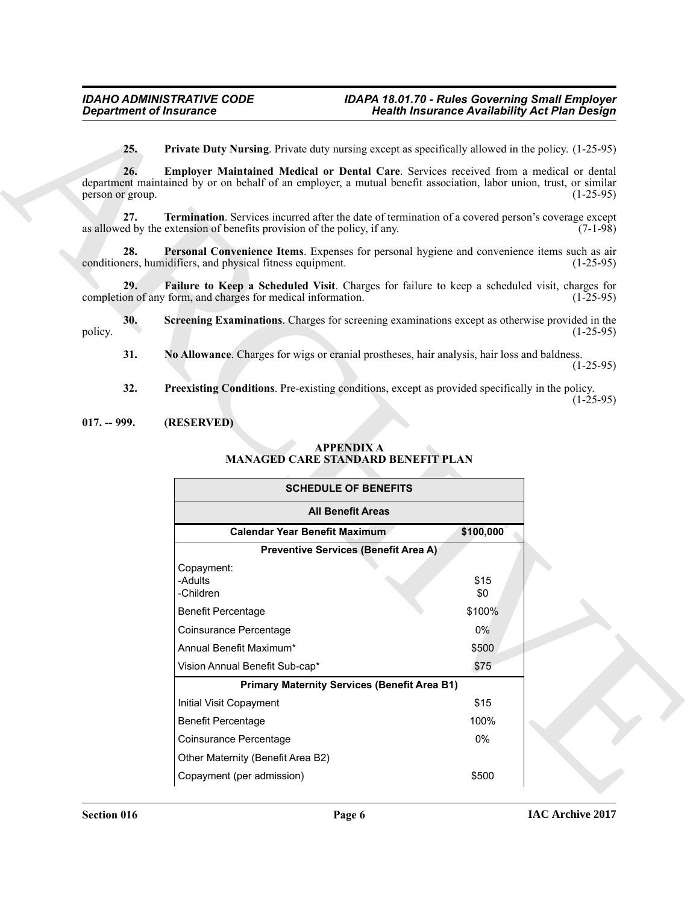**25. Private Duty Nursing**. Private duty nursing except as specifically allowed in the policy. (1-25-95)

**26. Employer Maintained Medical or Dental Care**. Services received from a medical or dental department maintained by or on behalf of an employer, a mutual benefit association, labor union, trust, or similar person or group. (1-25-95)

**27. Termination**. Services incurred after the date of termination of a covered person's coverage except as allowed by the extension of benefits provision of the policy, if any. (7-1-98)

**28. Personal Convenience Items**. Expenses for personal hygiene and convenience items such as air conditioners, humidifiers, and physical fitness equipment. (1-25-95)

**29. Failure to Keep a Scheduled Visit**. Charges for failure to keep a scheduled visit, charges for completion of any form, and charges for medical information. (1-25-95)

**30. Screening Examinations**. Charges for screening examinations except as otherwise provided in the policy. (1-25-95)

**31. No Allowance**. Charges for wigs or cranial prostheses, hair analysis, hair loss and baldness. (1-25-95)

**32. Preexisting Conditions**. Pre-existing conditions, except as provided specifically in the policy. (1-25-95)

## 017. -- 999. (RESERVED)

## APPENDIX A
## MANAGED CARE STANDARD BENEFIT PLAN

| SCHEDULE OF BENEFITS | |
|---|---|
| **All Benefit Areas** | |
| **Calendar Year Benefit Maximum** | **$100,000** |
| **Preventive Services (Benefit Area A)** | |
| Copayment:<br>-Adults<br>-Children | <br>$15<br>$0 |
| Benefit Percentage | $100% |
| Coinsurance Percentage | 0% |
| Annual Benefit Maximum* | $500 |
| Vision Annual Benefit Sub-cap* | $75 |
| **Primary Maternity Services (Benefit Area B1)** | |
| Initial Visit Copayment | $15 |
| Benefit Percentage | 100% |
| Coinsurance Percentage | 0% |
| Other Maternity (Benefit Area B2) | |
| Copayment (per admission) | $500 |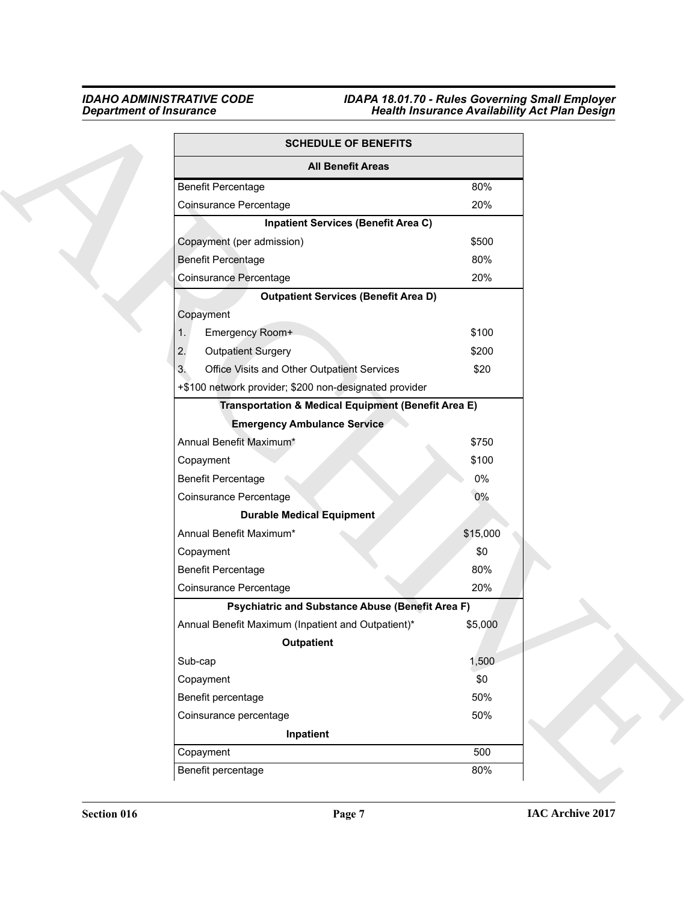| SCHEDULE OF BENEFITS | |
|---|---|
| **All Benefit Areas** | |
| Benefit Percentage | 80% |
| Coinsurance Percentage | 20% |
| **Inpatient Services (Benefit Area C)** | |
| Copayment (per admission) | $500 |
| Benefit Percentage | 80% |
| Coinsurance Percentage | 20% |
| **Outpatient Services (Benefit Area D)** | |
| Copayment | |
| 1. Emergency Room+ | $100 |
| 2. Outpatient Surgery | $200 |
| 3. Office Visits and Other Outpatient Services | $20 |
| +$100 network provider; $200 non-designated provider | |
| **Transportation & Medical Equipment (Benefit Area E)** | |
| **Emergency Ambulance Service** | |
| Annual Benefit Maximum* | $750 |
| Copayment | $100 |
| Benefit Percentage | 0% |
| Coinsurance Percentage | 0% |
| **Durable Medical Equipment** | |
| Annual Benefit Maximum* | $15,000 |
| Copayment | $0 |
| Benefit Percentage | 80% |
| Coinsurance Percentage | 20% |
| **Psychiatric and Substance Abuse (Benefit Area F)** | |
| Annual Benefit Maximum (Inpatient and Outpatient)* | $5,000 |
| **Outpatient** | |
| Sub-cap | 1,500 |
| Copayment | $0 |
| Benefit percentage | 50% |
| Coinsurance percentage | 50% |
| **Inpatient** | |
| Copayment | 500 |
| Benefit percentage | 80% |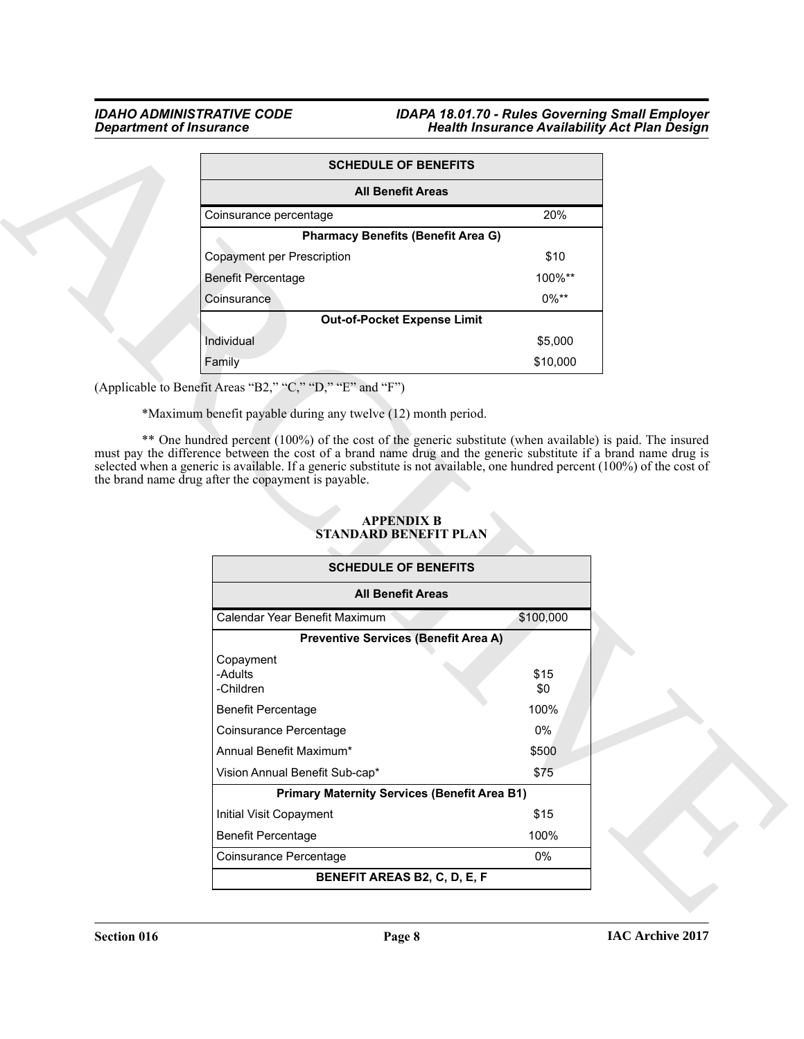| SCHEDULE OF BENEFITS | |
|---|---|
| **All Benefit Areas** | |
| Coinsurance percentage | 20% |
| **Pharmacy Benefits (Benefit Area G)** | |
| Copayment per Prescription | $10 |
| Benefit Percentage | 100%** |
| Coinsurance | 0%** |
| **Out-of-Pocket Expense Limit** | |
| Individual | $5,000 |
| Family | $10,000 |

(Applicable to Benefit Areas "B2," "C," "D," "E" and "F")

*Maximum benefit payable during any twelve (12) month period.

** One hundred percent (100%) of the cost of the generic substitute (when available) is paid. The insured must pay the difference between the cost of a brand name drug and the generic substitute if a brand name drug is selected when a generic is available. If a generic substitute is not available, one hundred percent (100%) of the cost of the brand name drug after the copayment is payable.

## APPENDIX B
## STANDARD BENEFIT PLAN

| SCHEDULE OF BENEFITS | |
|---|---|
| **All Benefit Areas** | |
| Calendar Year Benefit Maximum | $100,000 |
| **Preventive Services (Benefit Area A)** | |
| Copayment<br>-Adults<br>-Children | <br>$15<br>$0 |
| Benefit Percentage | 100% |
| Coinsurance Percentage | 0% |
| Annual Benefit Maximum* | $500 |
| Vision Annual Benefit Sub-cap* | $75 |
| **Primary Maternity Services (Benefit Area B1)** | |
| Initial Visit Copayment | $15 |
| Benefit Percentage | 100% |
| Coinsurance Percentage | 0% |
| **BENEFIT AREAS B2, C, D, E, F** | |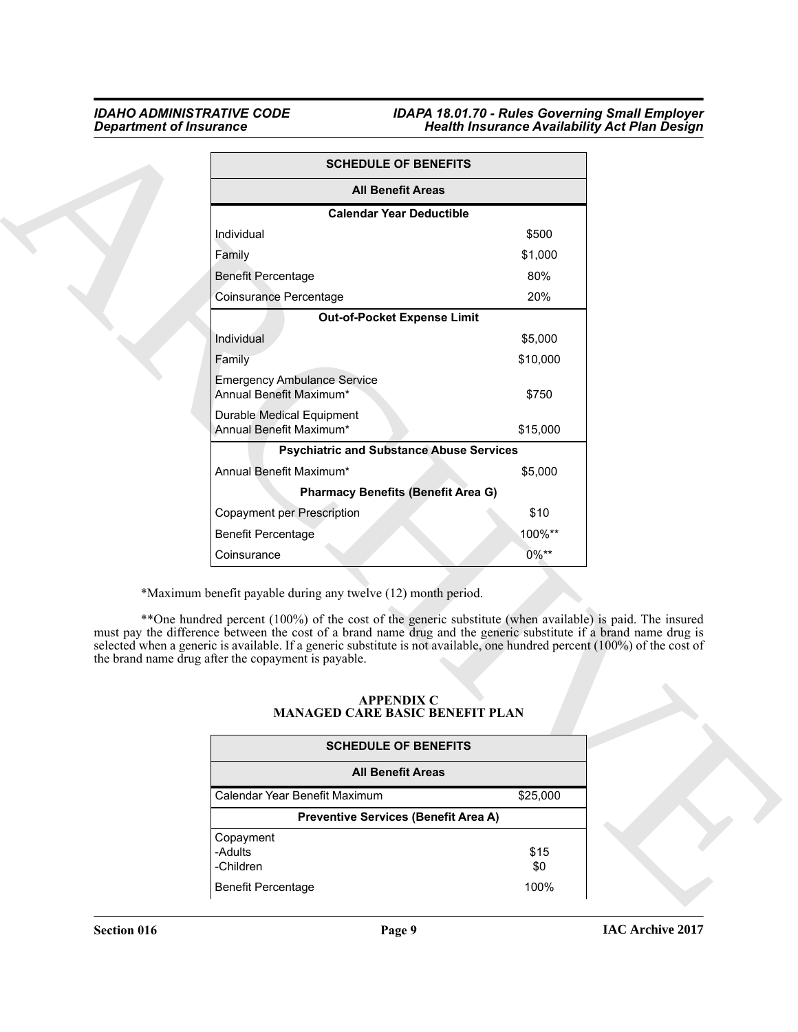| SCHEDULE OF BENEFITS | |
|---|---|
| **All Benefit Areas** | |
| **Calendar Year Deductible** | |
| Individual | $500 |
| Family | $1,000 |
| Benefit Percentage | 80% |
| Coinsurance Percentage | 20% |
| **Out-of-Pocket Expense Limit** | |
| Individual | $5,000 |
| Family | $10,000 |
| Emergency Ambulance Service Annual Benefit Maximum* | $750 |
| Durable Medical Equipment Annual Benefit Maximum* | $15,000 |
| **Psychiatric and Substance Abuse Services** | |
| Annual Benefit Maximum* | $5,000 |
| **Pharmacy Benefits (Benefit Area G)** | |
| Copayment per Prescription | $10 |
| Benefit Percentage | 100%** |
| Coinsurance | 0%** |

*Maximum benefit payable during any twelve (12) month period.

**One hundred percent (100%) of the cost of the generic substitute (when available) is paid. The insured must pay the difference between the cost of a brand name drug and the generic substitute if a brand name drug is selected when a generic is available. If a generic substitute is not available, one hundred percent (100%) of the cost of the brand name drug after the copayment is payable.

## APPENDIX C
## MANAGED CARE BASIC BENEFIT PLAN

| SCHEDULE OF BENEFITS | |
|---|---|
| **All Benefit Areas** | |
| Calendar Year Benefit Maximum | $25,000 |
| **Preventive Services (Benefit Area A)** | |
| Copayment<br>-Adults<br>-Children | <br>$15<br>$0 |
| Benefit Percentage | 100% |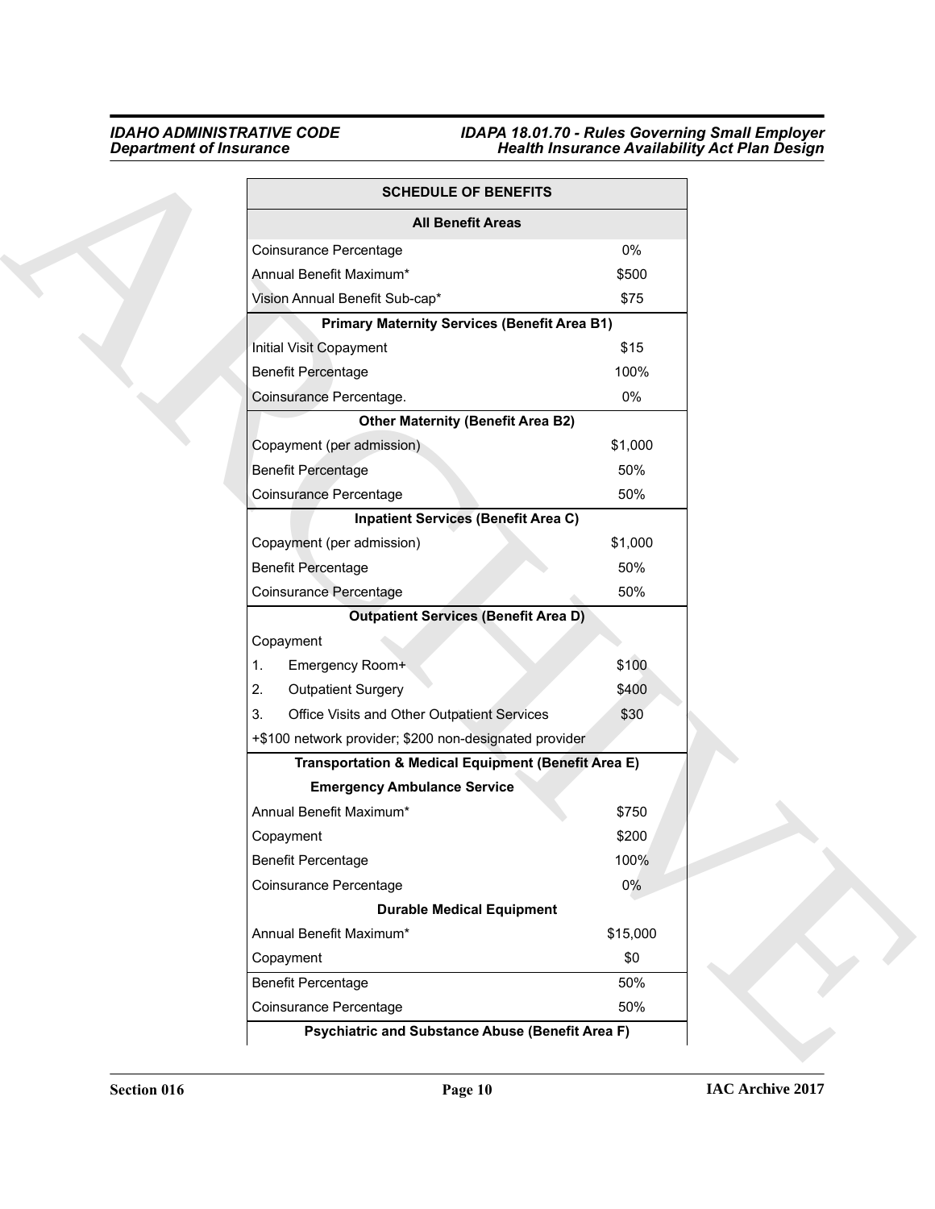| SCHEDULE OF BENEFITS | |
|---|---|
| **All Benefit Areas** | |
| Coinsurance Percentage | 0% |
| Annual Benefit Maximum* | $500 |
| Vision Annual Benefit Sub-cap* | $75 |
| **Primary Maternity Services (Benefit Area B1)** | |
| Initial Visit Copayment | $15 |
| Benefit Percentage | 100% |
| Coinsurance Percentage. | 0% |
| **Other Maternity (Benefit Area B2)** | |
| Copayment (per admission) | $1,000 |
| Benefit Percentage | 50% |
| Coinsurance Percentage | 50% |
| **Inpatient Services (Benefit Area C)** | |
| Copayment (per admission) | $1,000 |
| Benefit Percentage | 50% |
| Coinsurance Percentage | 50% |
| **Outpatient Services (Benefit Area D)** | |
| Copayment | |
| 1. Emergency Room+ | $100 |
| 2. Outpatient Surgery | $400 |
| 3. Office Visits and Other Outpatient Services | $30 |
| +$100 network provider; $200 non-designated provider | |
| **Transportation & Medical Equipment (Benefit Area E)** | |
| **Emergency Ambulance Service** | |
| Annual Benefit Maximum* | $750 |
| Copayment | $200 |
| Benefit Percentage | 100% |
| Coinsurance Percentage | 0% |
| **Durable Medical Equipment** | |
| Annual Benefit Maximum* | $15,000 |
| Copayment | $0 |
| Benefit Percentage | 50% |
| Coinsurance Percentage | 50% |
| **Psychiatric and Substance Abuse (Benefit Area F)** | |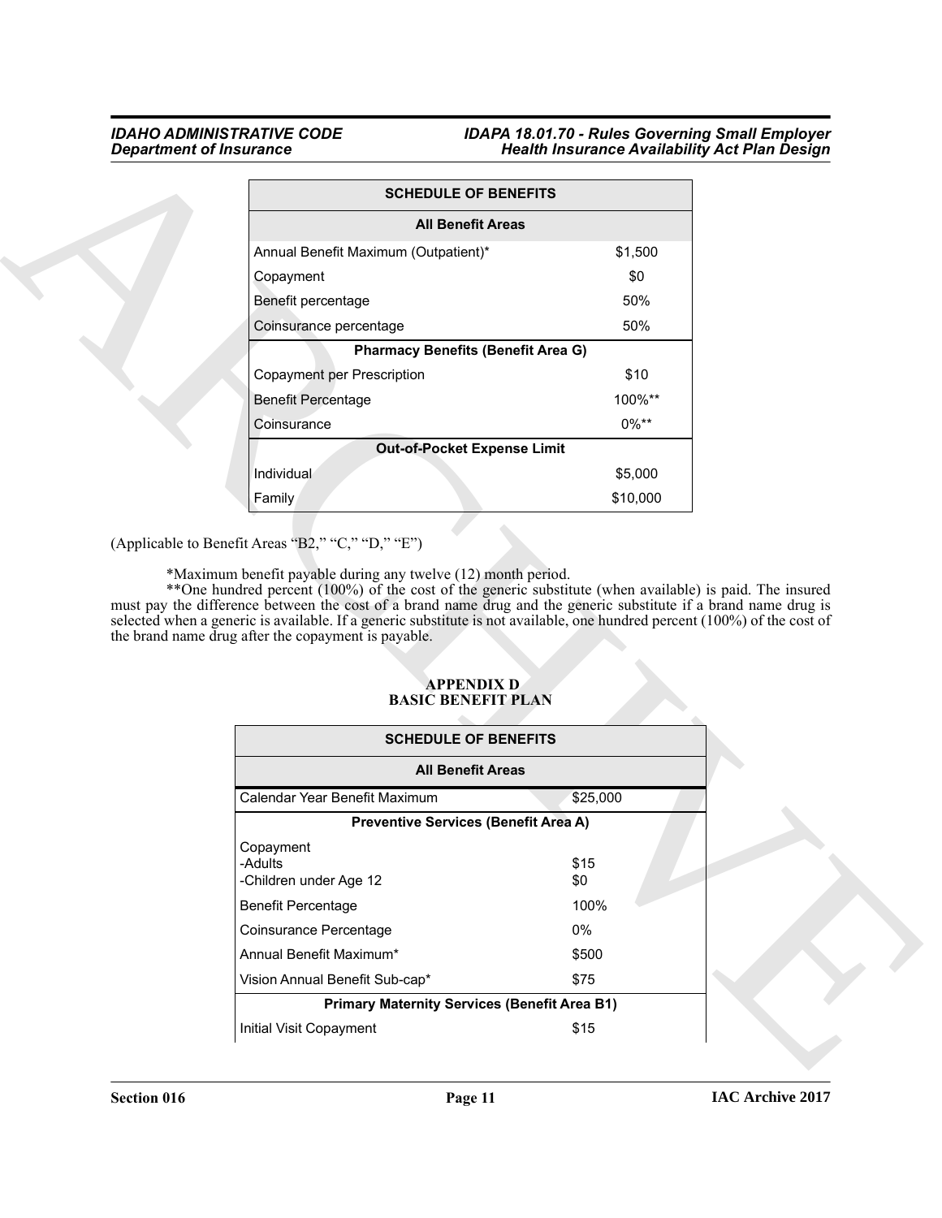| SCHEDULE OF BENEFITS | |
|---|---|
| **All Benefit Areas** | |
| Annual Benefit Maximum (Outpatient)* | $1,500 |
| Copayment | $0 |
| Benefit percentage | 50% |
| Coinsurance percentage | 50% |
| **Pharmacy Benefits (Benefit Area G)** | |
| Copayment per Prescription | $10 |
| Benefit Percentage | 100%** |
| Coinsurance | 0%** |
| **Out-of-Pocket Expense Limit** | |
| Individual | $5,000 |
| Family | $10,000 |

(Applicable to Benefit Areas "B2," "C," "D," "E")

*Maximum benefit payable during any twelve (12) month period.

**One hundred percent (100%) of the cost of the generic substitute (when available) is paid. The insured must pay the difference between the cost of a brand name drug and the generic substitute if a brand name drug is selected when a generic is available. If a generic substitute is not available, one hundred percent (100%) of the cost of the brand name drug after the copayment is payable.

## APPENDIX D
## BASIC BENEFIT PLAN

| SCHEDULE OF BENEFITS | |
|---|---|
| **All Benefit Areas** | |
| Calendar Year Benefit Maximum | $25,000 |
| **Preventive Services (Benefit Area A)** | |
| Copayment<br>-Adults<br>-Children under Age 12 | <br>$15<br>$0 |
| Benefit Percentage | 100% |
| Coinsurance Percentage | 0% |
| Annual Benefit Maximum* | $500 |
| Vision Annual Benefit Sub-cap* | $75 |
| **Primary Maternity Services (Benefit Area B1)** | |
| Initial Visit Copayment | $15 |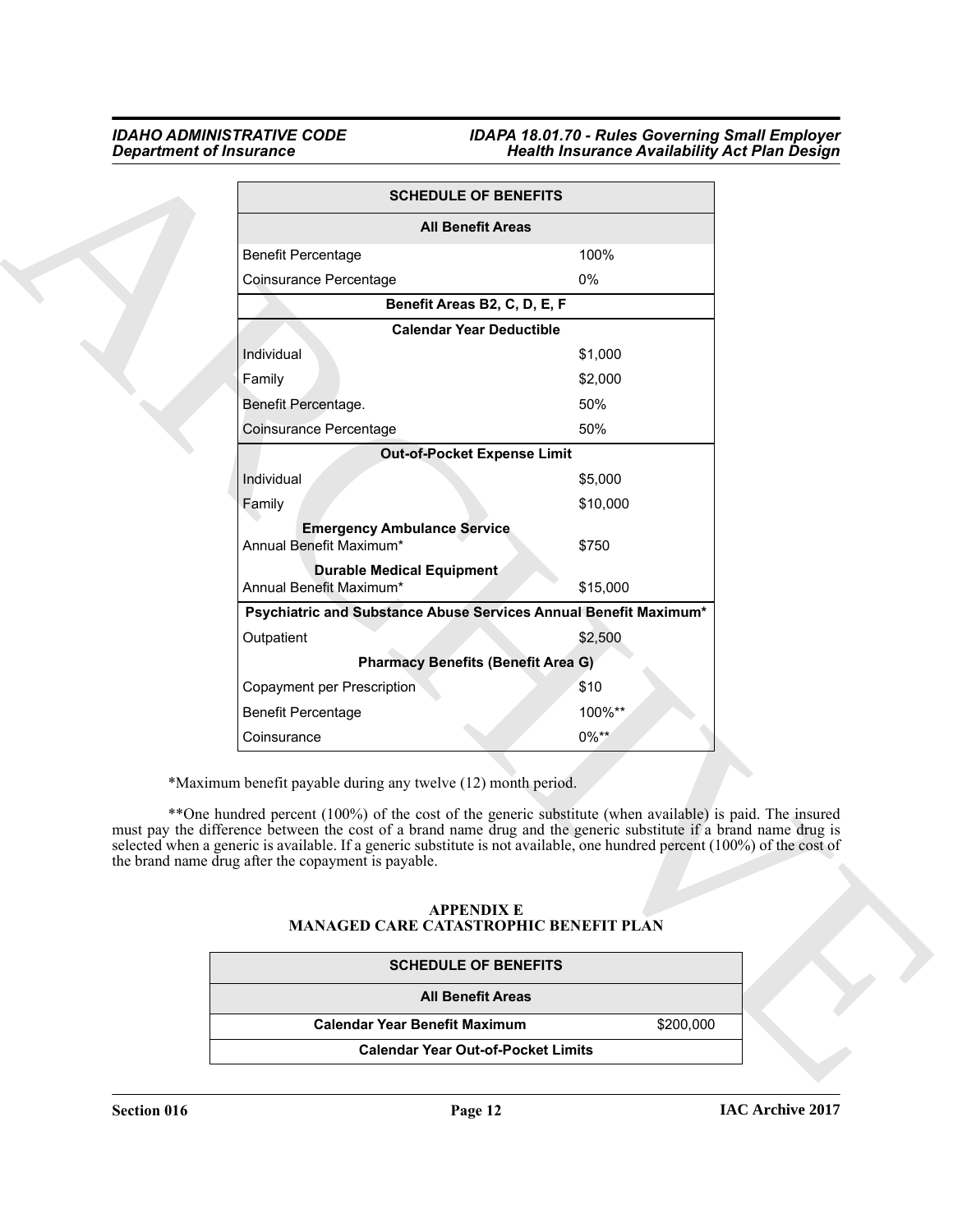| SCHEDULE OF BENEFITS | |
|---|---|
| **All Benefit Areas** | |
| Benefit Percentage | 100% |
| Coinsurance Percentage | 0% |
| **Benefit Areas B2, C, D, E, F** | |
| **Calendar Year Deductible** | |
| Individual | $1,000 |
| Family | $2,000 |
| Benefit Percentage. | 50% |
| Coinsurance Percentage | 50% |
| **Out-of-Pocket Expense Limit** | |
| Individual | $5,000 |
| Family | $10,000 |
| **Emergency Ambulance Service** Annual Benefit Maximum* | $750 |
| **Durable Medical Equipment** Annual Benefit Maximum* | $15,000 |
| **Psychiatric and Substance Abuse Services Annual Benefit Maximum*** | |
| Outpatient | $2,500 |
| **Pharmacy Benefits (Benefit Area G)** | |
| Copayment per Prescription | $10 |
| Benefit Percentage | 100%** |
| Coinsurance | 0%** |

*Maximum benefit payable during any twelve (12) month period.

**One hundred percent (100%) of the cost of the generic substitute (when available) is paid. The insured must pay the difference between the cost of a brand name drug and the generic substitute if a brand name drug is selected when a generic is available. If a generic substitute is not available, one hundred percent (100%) of the cost of the brand name drug after the copayment is payable.

## APPENDIX E
## MANAGED CARE CATASTROPHIC BENEFIT PLAN

| SCHEDULE OF BENEFITS | |
|---|---|
| **All Benefit Areas** | |
| **Calendar Year Benefit Maximum** | $200,000 |
| **Calendar Year Out-of-Pocket Limits** | |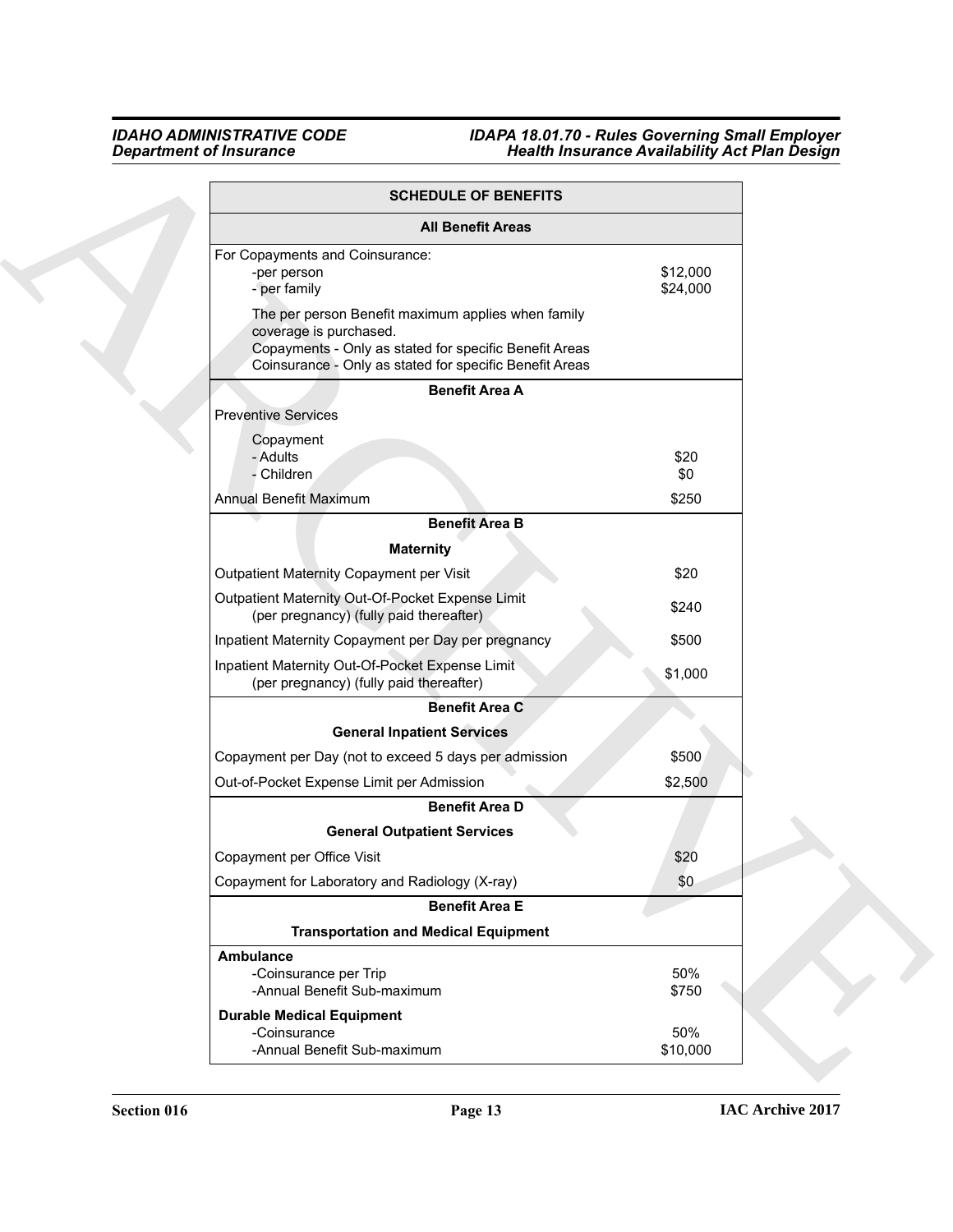| SCHEDULE OF BENEFITS | |
|---|---|
| **All Benefit Areas** | |
| For Copayments and Coinsurance: | |
| -per person | $12,000 |
| - per family | $24,000 |
| The per person Benefit maximum applies when family coverage is purchased. Copayments - Only as stated for specific Benefit Areas Coinsurance - Only as stated for specific Benefit Areas | |
| **Benefit Area A** | |
| Preventive Services | |
| Copayment | |
| - Adults | $20 |
| - Children | $0 |
| Annual Benefit Maximum | $250 |
| **Benefit Area B** | |
| **Maternity** | |
| Outpatient Maternity Copayment per Visit | $20 |
| Outpatient Maternity Out-Of-Pocket Expense Limit (per pregnancy) (fully paid thereafter) | $240 |
| Inpatient Maternity Copayment per Day per pregnancy | $500 |
| Inpatient Maternity Out-Of-Pocket Expense Limit (per pregnancy) (fully paid thereafter) | $1,000 |
| **Benefit Area C** | |
| **General Inpatient Services** | |
| Copayment per Day (not to exceed 5 days per admission | $500 |
| Out-of-Pocket Expense Limit per Admission | $2,500 |
| **Benefit Area D** | |
| **General Outpatient Services** | |
| Copayment per Office Visit | $20 |
| Copayment for Laboratory and Radiology (X-ray) | $0 |
| **Benefit Area E** | |
| **Transportation and Medical Equipment** | |
| **Ambulance** | |
| -Coinsurance per Trip | 50% |
| -Annual Benefit Sub-maximum | $750 |
| **Durable Medical Equipment** | |
| -Coinsurance | 50% |
| -Annual Benefit Sub-maximum | $10,000 |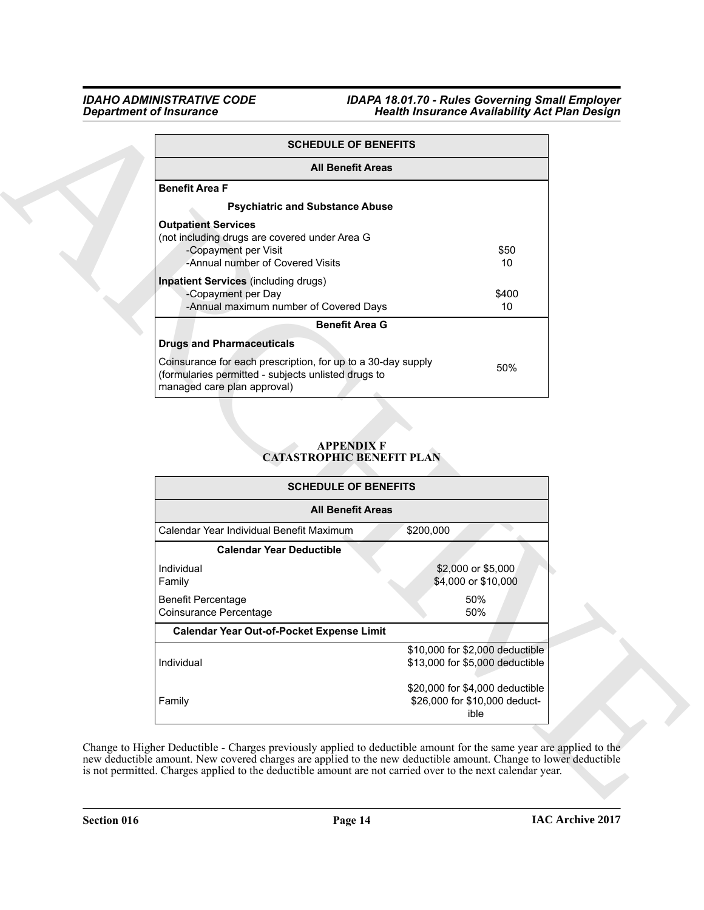| SCHEDULE OF BENEFITS | |
|---|---|
| **All Benefit Areas** | |
| **Benefit Area F** | |
| **Psychiatric and Substance Abuse** | |
| **Outpatient Services** (not including drugs are covered under Area G | |
| -Copayment per Visit | $50 |
| -Annual number of Covered Visits | 10 |
| **Inpatient Services** (including drugs) | |
| -Copayment per Day | $400 |
| -Annual maximum number of Covered Days | 10 |
| **Benefit Area G** | |
| **Drugs and Pharmaceuticals** | |
| Coinsurance for each prescription, for up to a 30-day supply (formularies permitted - subjects unlisted drugs to managed care plan approval) | 50% |

## APPENDIX F
## CATASTROPHIC BENEFIT PLAN

| SCHEDULE OF BENEFITS | |
|---|---|
| **All Benefit Areas** | |
| Calendar Year Individual Benefit Maximum | $200,000 |
| **Calendar Year Deductible** | |
| Individual | $2,000 or $5,000 |
| Family | $4,000 or $10,000 |
| Benefit Percentage | 50% |
| Coinsurance Percentage | 50% |
| **Calendar Year Out-of-Pocket Expense Limit** | |
| Individual | $10,000 for $2,000 deductible<br>$13,000 for $5,000 deductible |
| Family | $20,000 for $4,000 deductible<br>$26,000 for $10,000 deductible |

Change to Higher Deductible - Charges previously applied to deductible amount for the same year are applied to the new deductible amount. New covered charges are applied to the new deductible amount. Change to lower deductible is not permitted. Charges applied to the deductible amount are not carried over to the next calendar year.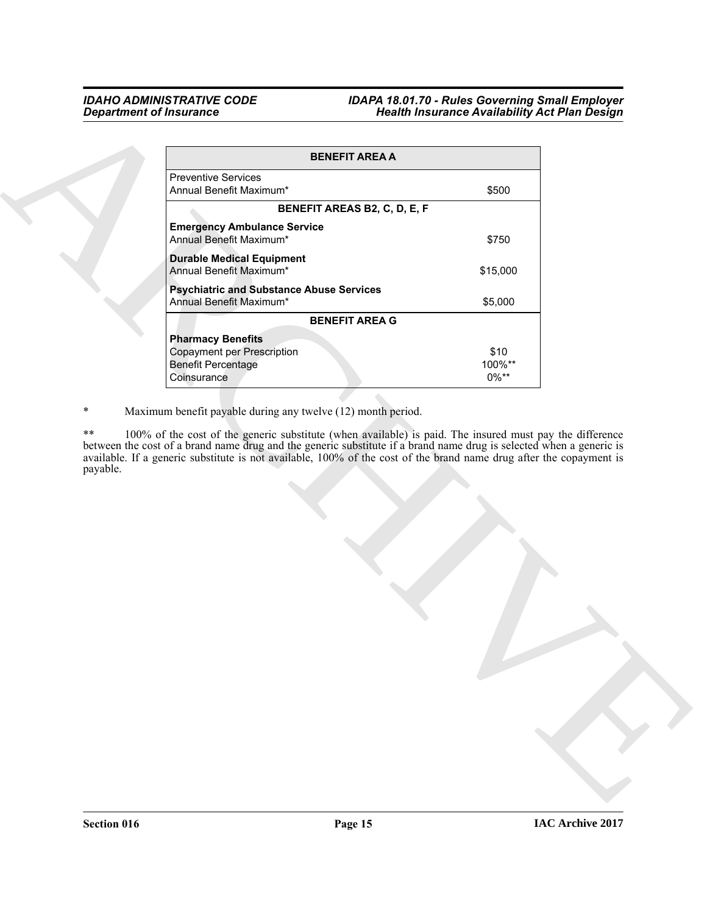| BENEFIT AREA A | |
|---|---|
| Preventive Services<br>Annual Benefit Maximum* | \$500 |
| **BENEFIT AREAS B2, C, D, E, F** | |
| **Emergency Ambulance Service**<br>Annual Benefit Maximum* | \$750 |
| **Durable Medical Equipment**<br>Annual Benefit Maximum* | \$15,000 |
| **Psychiatric and Substance Abuse Services**<br>Annual Benefit Maximum* | \$5,000 |
| **BENEFIT AREA G** | |
| **Pharmacy Benefits** | |
| Copayment per Prescription | \$10 |
| Benefit Percentage | 100%** |
| Coinsurance | 0%** |

\* Maximum benefit payable during any twelve (12) month period.

\*\* 100% of the cost of the generic substitute (when available) is paid. The insured must pay the difference between the cost of a brand name drug and the generic substitute if a brand name drug is selected when a generic is available. If a generic substitute is not available, 100% of the cost of the brand name drug after the copayment is payable.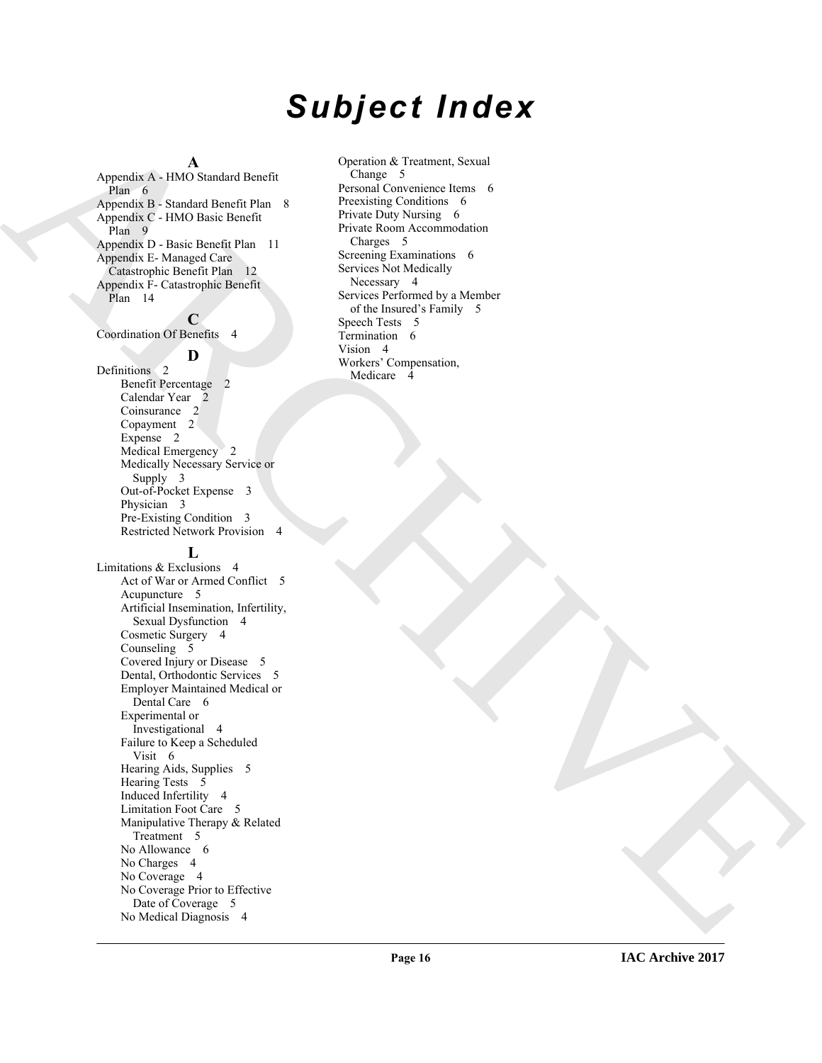# Subject Index

**A**

Appendix A - HMO Standard Benefit Plan 6
Appendix B - Standard Benefit Plan 8
Appendix C - HMO Basic Benefit Plan 9
Appendix D - Basic Benefit Plan 11
Appendix E- Managed Care Catastrophic Benefit Plan 12
Appendix F- Catastrophic Benefit Plan 14

**C**

Coordination Of Benefits 4

**D**

Definitions 2
- Benefit Percentage 2
- Calendar Year 2
- Coinsurance 2
- Copayment 2
- Expense 2
- Medical Emergency 2
- Medically Necessary Service or Supply 3
- Out-of-Pocket Expense 3
- Physician 3
- Pre-Existing Condition 3
- Restricted Network Provision 4

**L**

Limitations & Exclusions 4
- Act of War or Armed Conflict 5
- Acupuncture 5
- Artificial Insemination, Infertility, Sexual Dysfunction 4
- Cosmetic Surgery 4
- Counseling 5
- Covered Injury or Disease 5
- Dental, Orthodontic Services 5
- Employer Maintained Medical or Dental Care 6
- Experimental or Investigational 4
- Failure to Keep a Scheduled Visit 6
- Hearing Aids, Supplies 5
- Hearing Tests 5
- Induced Infertility 4
- Limitation Foot Care 5
- Manipulative Therapy & Related Treatment 5
- No Allowance 6
- No Charges 4
- No Coverage 4
- No Coverage Prior to Effective Date of Coverage 5
- No Medical Diagnosis 4
- Operation & Treatment, Sexual Change 5
- Personal Convenience Items 6
- Preexisting Conditions 6
- Private Duty Nursing 6
- Private Room Accommodation Charges 5
- Screening Examinations 6
- Services Not Medically Necessary 4
- Services Performed by a Member of the Insured's Family 5
- Speech Tests 5
- Termination 6
- Vision 4
- Workers' Compensation, Medicare 4